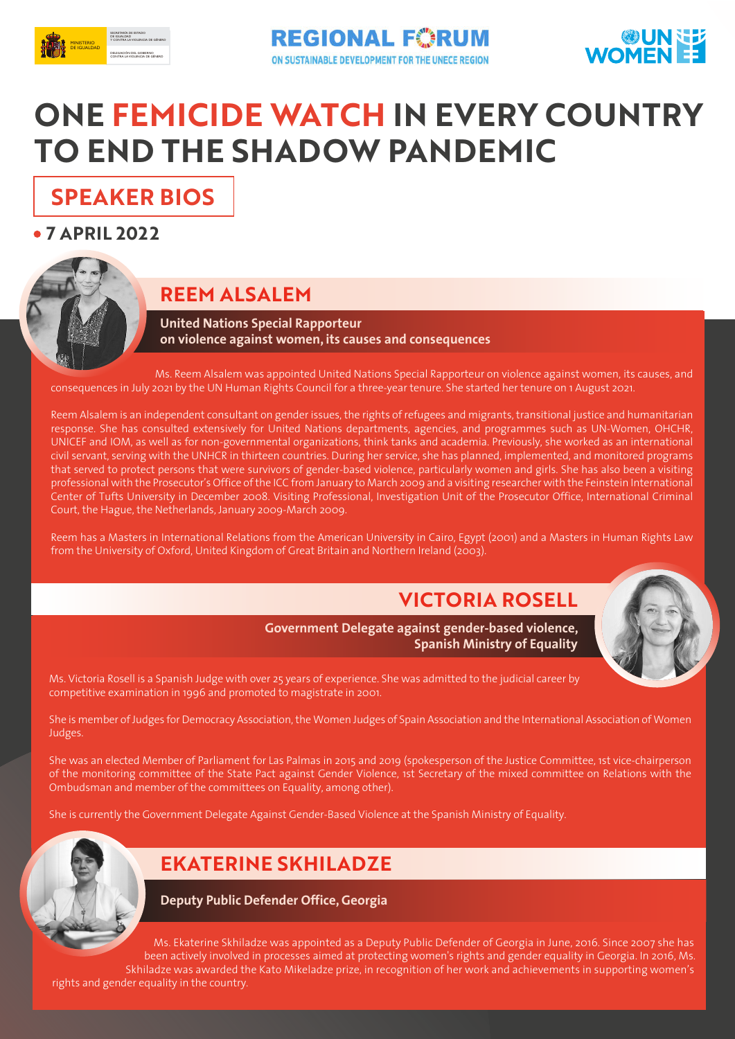# ONE FEMICIDE WATCH IN EVERY COUNTRY TO END THE SHADOW PANDEMIC

## SPEAKER BIOS

**7 APRIL 2022**

### REEM ALSALEM

**United Nations Special Rapporteur on violence against women, its causes and consequences**

Ms. Reem Alsalem was appointed United Nations Special Rapporteur on violence against women, its causes, and consequences in July 2021 by the UN Human Rights Council for a three-year tenure. She started her tenure on 1 August 2021.

Reem Alsalem is an independent consultant on gender issues, the rights of refugees and migrants, transitional justice and humanitarian response. She has consulted extensively for United Nations departments, agencies, and programmes such as UN-Women, OHCHR, UNICEF and IOM, as well as for non-governmental organizations, think tanks and academia. Previously, she worked as an international civil servant, serving with the UNHCR in thirteen countries. During her service, she has planned, implemented, and monitored programs that served to protect persons that were survivors of gender-based violence, particularly women and girls. She has also been a visiting professional with the Prosecutor's Office of the ICC from January to March 2009 and a visiting researcher with the Feinstein International Center of Tufts University in December 2008. Visiting Professional, Investigation Unit of the Prosecutor Office, International Criminal Court, the Hague, the Netherlands, January 2009-March 2009.

Reem has a Masters in International Relations from the American University in Cairo, Egypt (2001) and a Masters in Human Rights Law from the University of Oxford, United Kingdom of Great Britain and Northern Ireland (2003).

### VICTORIA ROSELL

**Government Delegate against gender-based violence, Spanish Ministry of Equality**

Ms. Victoria Rosell is a Spanish Judge with over 25 years of experience. She was admitted to the judicial career by competitive examination in 1996 and promoted to magistrate in 2001.

She is member of Judges for Democracy Association, the Women Judges of Spain Association and the International Association of Women Judges.

She was an elected Member of Parliament for Las Palmas in 2015 and 2019 (spokesperson of the Justice Committee, 1st vice-chairperson of the monitoring committee of the State Pact against Gender Violence, 1st Secretary of the mixed committee on Relations with the Ombudsman and member of the committees on Equality, among other).

She is currently the Government Delegate Against Gender-Based Violence at the Spanish Ministry of Equality.

### EKATERINE SKHILADZE

**Deputy Public Defender Office, Georgia**

Ms. Ekaterine Skhiladze was appointed as a Deputy Public Defender of Georgia in June, 2016. Since 2007 she has been actively involved in processes aimed at protecting women's rights and gender equality in Georgia. In 2016, Ms. Skhiladze was awarded the Kato Mikeladze prize, in recognition of her work and achievements in supporting women's rights and gender equality in the country.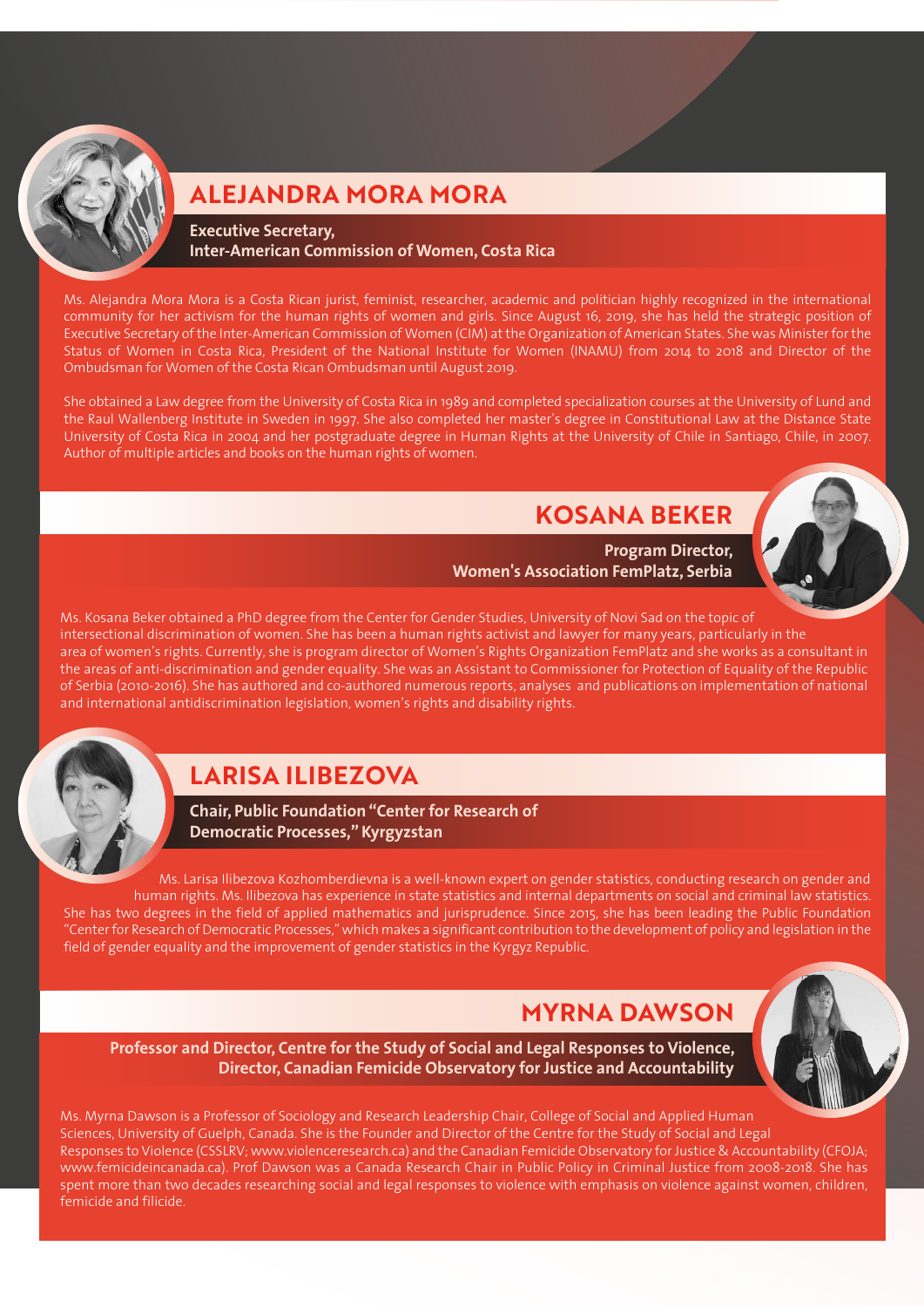## ALEJANDRA MORA MORA

**Executive Secretary,**
**Inter-American Commission of Women, Costa Rica**

Ms. Alejandra Mora Mora is a Costa Rican jurist, feminist, researcher, academic and politician highly recognized in the international community for her activism for the human rights of women and girls. Since August 16, 2019, she has held the strategic position of Executive Secretary of the Inter-American Commission of Women (CIM) at the Organization of American States. She was Minister for the Status of Women in Costa Rica, President of the National Institute for Women (INAMU) from 2014 to 2018 and Director of the Ombudsman for Women of the Costa Rican Ombudsman until August 2019.

She obtained a Law degree from the University of Costa Rica in 1989 and completed specialization courses at the University of Lund and the Raul Wallenberg Institute in Sweden in 1997. She also completed her master's degree in Constitutional Law at the Distance State University of Costa Rica in 2004 and her postgraduate degree in Human Rights at the University of Chile in Santiago, Chile, in 2007. Author of multiple articles and books on the human rights of women.

## KOSANA BEKER

**Program Director,**
**Women's Association FemPlatz, Serbia**

Ms. Kosana Beker obtained a PhD degree from the Center for Gender Studies, University of Novi Sad on the topic of intersectional discrimination of women. She has been a human rights activist and lawyer for many years, particularly in the area of women's rights. Currently, she is program director of Women's Rights Organization FemPlatz and she works as a consultant in the areas of anti-discrimination and gender equality. She was an Assistant to Commissioner for Protection of Equality of the Republic of Serbia (2010-2016). She has authored and co-authored numerous reports, analyses and publications on implementation of national and international antidiscrimination legislation, women's rights and disability rights.

## LARISA ILIBEZOVA

**Chair, Public Foundation "Center for Research of Democratic Processes," Kyrgyzstan**

Ms. Larisa Ilibezova Kozhomberdievna is a well-known expert on gender statistics, conducting research on gender and human rights. Ms. Ilibezova has experience in state statistics and internal departments on social and criminal law statistics. She has two degrees in the field of applied mathematics and jurisprudence. Since 2015, she has been leading the Public Foundation "Center for Research of Democratic Processes," which makes a significant contribution to the development of policy and legislation in the field of gender equality and the improvement of gender statistics in the Kyrgyz Republic.

## MYRNA DAWSON

**Professor and Director, Centre for the Study of Social and Legal Responses to Violence,**
**Director, Canadian Femicide Observatory for Justice and Accountability**

Ms. Myrna Dawson is a Professor of Sociology and Research Leadership Chair, College of Social and Applied Human Sciences, University of Guelph, Canada. She is the Founder and Director of the Centre for the Study of Social and Legal Responses to Violence (CSSLRV; www.violenceresearch.ca) and the Canadian Femicide Observatory for Justice & Accountability (CFOJA; www.femicideincanada.ca). Prof Dawson was a Canada Research Chair in Public Policy in Criminal Justice from 2008-2018. She has spent more than two decades researching social and legal responses to violence with emphasis on violence against women, children, femicide and filicide.